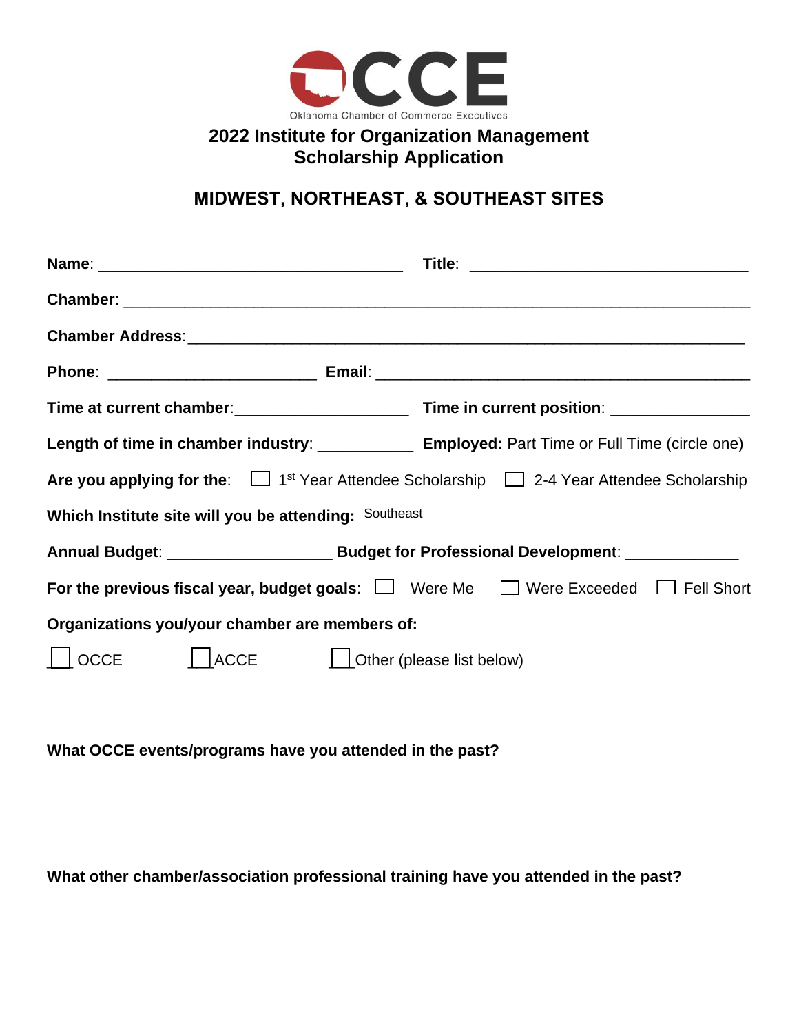OCCE

Oklahoma Chamber of Commerce Executives

# 2022 Institute for Organization Management Scholarship Application

## MIDWEST, NORTHEAST, & SOUTHEAST SITES

**Name**: ___________________________________ **Title**: ________________________________

**Chamber**: _________________________________________________________________________

**Chamber Address**: __________________________________________________________________

**Phone**: ________________________ **Email**: ___________________________________________

**Time at current chamber**: ____________________ **Time in current position**: ________________

**Length of time in chamber industry**: ___________ **Employed:** Part Time or Full Time (circle one)

**Are you applying for the**: ☐ 1st Year Attendee Scholarship ☐ 2-4 Year Attendee Scholarship

**Which Institute site will you be attending:** Southeast

**Annual Budget**: ___________________ **Budget for Professional Development**: _____________

**For the previous fiscal year, budget goals**: ☐ Were Me ☐ Were Exceeded ☐ Fell Short

**Organizations you/your chamber are members of:**

☐ OCCE ☐ ACCE ☐ Other (please list below)

**What OCCE events/programs have you attended in the past?**

**What other chamber/association professional training have you attended in the past?**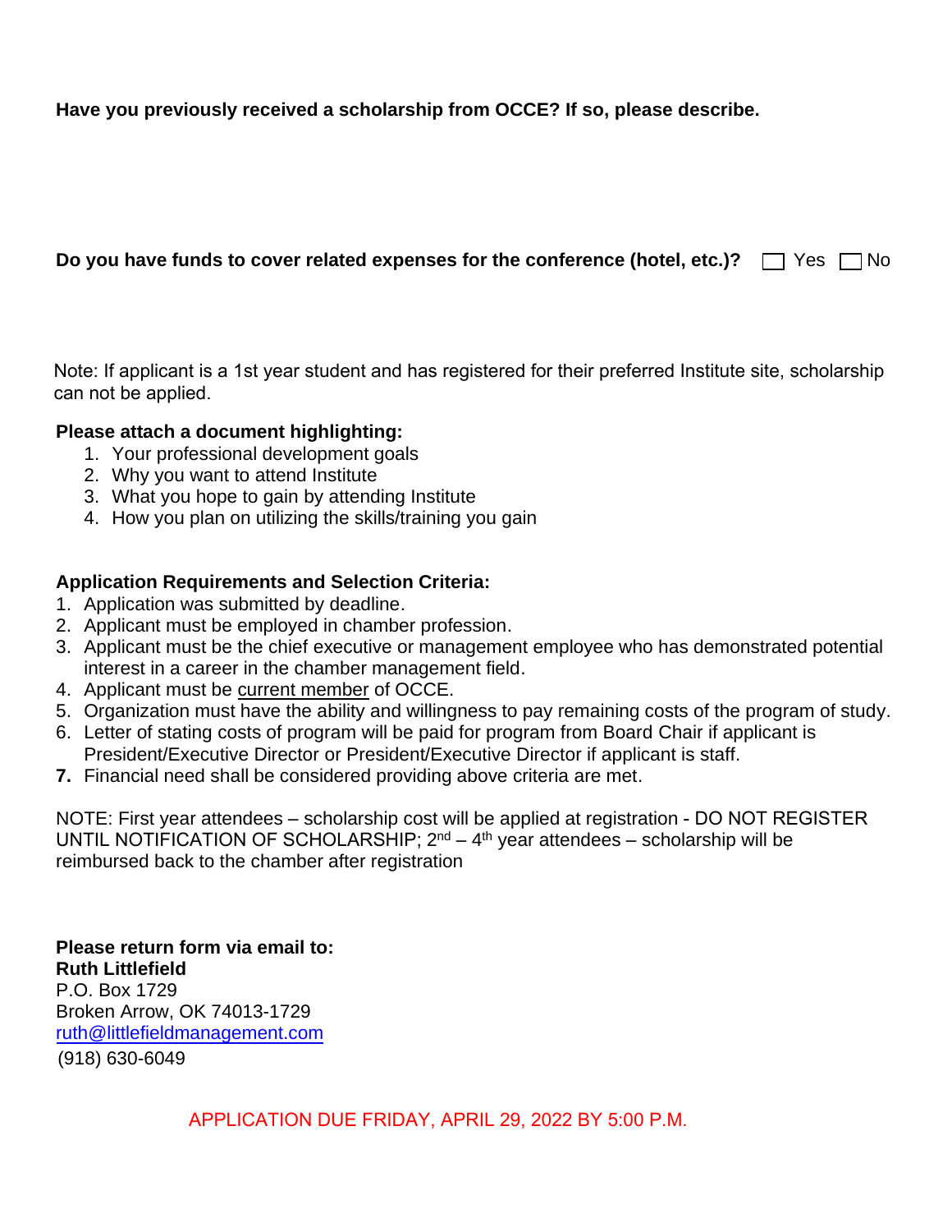**Have you previously received a scholarship from OCCE? If so, please describe.**

**Do you have funds to cover related expenses for the conference (hotel, etc.)?** ☐ Yes ☐ No

Note: If applicant is a 1st year student and has registered for their preferred Institute site, scholarship can not be applied.

**Please attach a document highlighting:**

1. Your professional development goals
2. Why you want to attend Institute
3. What you hope to gain by attending Institute
4. How you plan on utilizing the skills/training you gain

**Application Requirements and Selection Criteria:**

1. Application was submitted by deadline.
2. Applicant must be employed in chamber profession.
3. Applicant must be the chief executive or management employee who has demonstrated potential interest in a career in the chamber management field.
4. Applicant must be current member of OCCE.
5. Organization must have the ability and willingness to pay remaining costs of the program of study.
6. Letter of stating costs of program will be paid for program from Board Chair if applicant is President/Executive Director or President/Executive Director if applicant is staff.
7. Financial need shall be considered providing above criteria are met.

NOTE: First year attendees – scholarship cost will be applied at registration - DO NOT REGISTER UNTIL NOTIFICATION OF SCHOLARSHIP; 2nd – 4th year attendees – scholarship will be reimbursed back to the chamber after registration

**Please return form via email to:**
**Ruth Littlefield**
P.O. Box 1729
Broken Arrow, OK 74013-1729
ruth@littlefieldmanagement.com
(918) 630-6049

APPLICATION DUE FRIDAY, APRIL 29, 2022 BY 5:00 P.M.